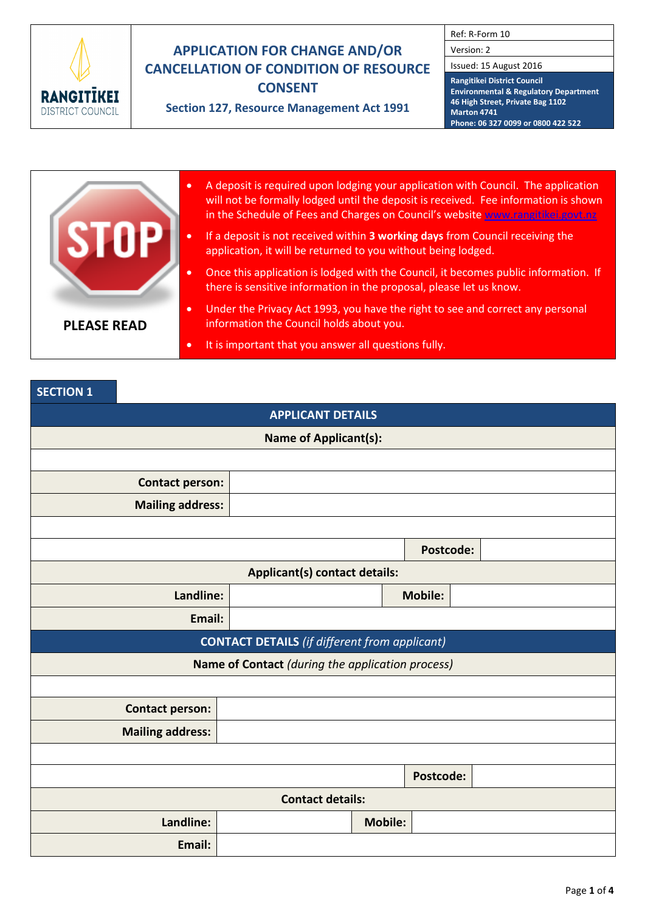RANGITĪKEI DISTRICT COUNCIL

# APPLICATION FOR CHANGE AND/OR CANCELLATION OF CONDITION OF RESOURCE CONSENT

**Section 127, Resource Management Act 1991**

| Ref: R-Form 10 |
|---|
| Version: 2 |
| Issued: 15 August 2016 |
| **Rangitikei District Council**<br>**Environmental & Regulatory Department**<br>**46 High Street, Private Bag 1102**<br>**Marton 4741**<br>**Phone: 06 327 0099 or 0800 422 522** |

**STOP**

**PLEASE READ**

- A deposit is required upon lodging your application with Council. The application will not be formally lodged until the deposit is received. Fee information is shown in the Schedule of Fees and Charges on Council's website www.rangitikei.govt.nz
- If a deposit is not received within **3 working days** from Council receiving the application, it will be returned to you without being lodged.
- Once this application is lodged with the Council, it becomes public information. If there is sensitive information in the proposal, please let us know.
- Under the Privacy Act 1993, you have the right to see and correct any personal information the Council holds about you.
- It is important that you answer all questions fully.

## SECTION 1

| **APPLICANT DETAILS** | | | |
|---|---|---|---|
| **Name of Applicant(s):** | | | |
| | | | |
| **Contact person:** | | | |
| **Mailing address:** | | | |
| | | | |
| | | **Postcode:** | |
| **Applicant(s) contact details:** | | | |
| **Landline:** | | **Mobile:** | |
| **Email:** | | | |

| **CONTACT DETAILS** *(if different from applicant)* | | | |
|---|---|---|---|
| **Name of Contact** *(during the application process)* | | | |
| | | | |
| **Contact person:** | | | |
| **Mailing address:** | | | |
| | | | |
| | | **Postcode:** | |
| **Contact details:** | | | |
| **Landline:** | | **Mobile:** | |
| **Email:** | | | |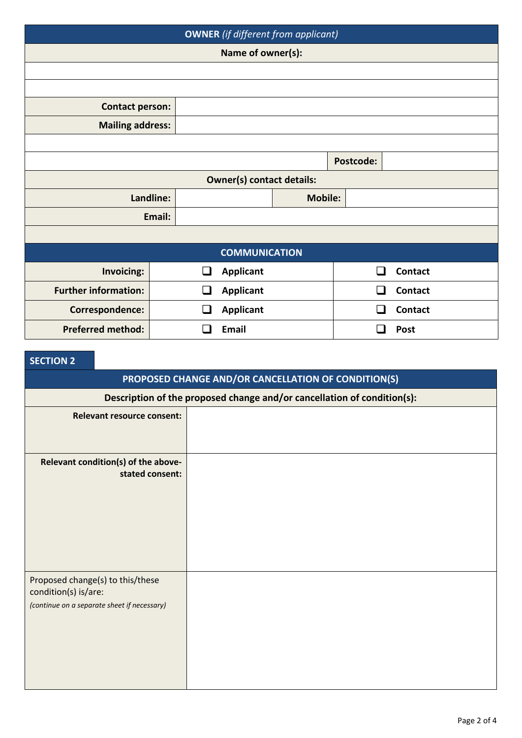## OWNER *(if different from applicant)*

| **Name of owner(s):** | | | |
|---|---|---|---|
| | | | |
| | | | |
| **Contact person:** | | | |
| **Mailing address:** | | | |
| | | | |
| | | **Postcode:** | |

| **Owner(s) contact details:** | | | |
|---|---|---|---|
| **Landline:** | | **Mobile:** | |
| **Email:** | | | |

## COMMUNICATION

| | | |
|---|---|---|
| **Invoicing:** | ❑ **Applicant** | ❑ **Contact** |
| **Further information:** | ❑ **Applicant** | ❑ **Contact** |
| **Correspondence:** | ❑ **Applicant** | ❑ **Contact** |
| **Preferred method:** | ❑ **Email** | ❑ **Post** |

## SECTION 2

## PROPOSED CHANGE AND/OR CANCELLATION OF CONDITION(S)

| **Description of the proposed change and/or cancellation of condition(s):** | |
|---|---|
| **Relevant resource consent:** | |
| **Relevant condition(s) of the above-stated consent:** | |
| Proposed change(s) to this/these condition(s) is/are: *(continue on a separate sheet if necessary)* | |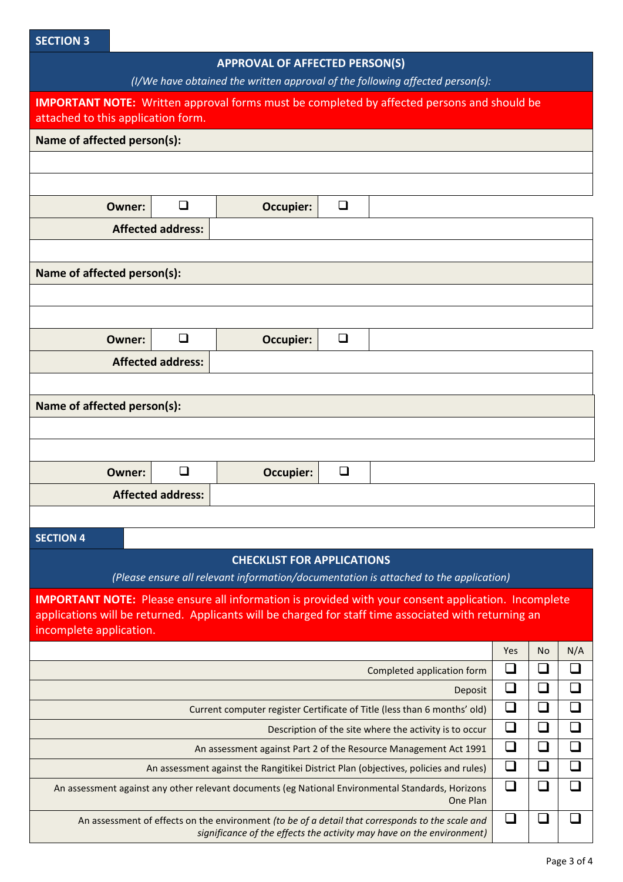## SECTION 3

### APPROVAL OF AFFECTED PERSON(S)

*(I/We have obtained the written approval of the following affected person(s):*

**IMPORTANT NOTE:** Written approval forms must be completed by affected persons and should be attached to this application form.

**Name of affected person(s):**

| | | | | |
|---|---|---|---|---|
| **Owner:** | ❑ | **Occupier:** | ❑ | |

**Affected address:**

**Name of affected person(s):**

| | | | | |
|---|---|---|---|---|
| **Owner:** | ❑ | **Occupier:** | ❑ | |

**Affected address:**

**Name of affected person(s):**

| | | | | |
|---|---|---|---|---|
| **Owner:** | ❑ | **Occupier:** | ❑ | |

**Affected address:**

## SECTION 4

### CHECKLIST FOR APPLICATIONS

*(Please ensure all relevant information/documentation is attached to the application)*

**IMPORTANT NOTE:** Please ensure all information is provided with your consent application. Incomplete applications will be returned. Applicants will be charged for staff time associated with returning an incomplete application.

| | Yes | No | N/A |
|---|---|---|---|
| Completed application form | ❑ | ❑ | ❑ |
| Deposit | ❑ | ❑ | ❑ |
| Current computer register Certificate of Title (less than 6 months' old) | ❑ | ❑ | ❑ |
| Description of the site where the activity is to occur | ❑ | ❑ | ❑ |
| An assessment against Part 2 of the Resource Management Act 1991 | ❑ | ❑ | ❑ |
| An assessment against the Rangitikei District Plan (objectives, policies and rules) | ❑ | ❑ | ❑ |
| An assessment against any other relevant documents (eg National Environmental Standards, Horizons One Plan | ❑ | ❑ | ❑ |
| An assessment of effects on the environment *(to be of a detail that corresponds to the scale and significance of the effects the activity may have on the environment)* | ❑ | ❑ | ❑ |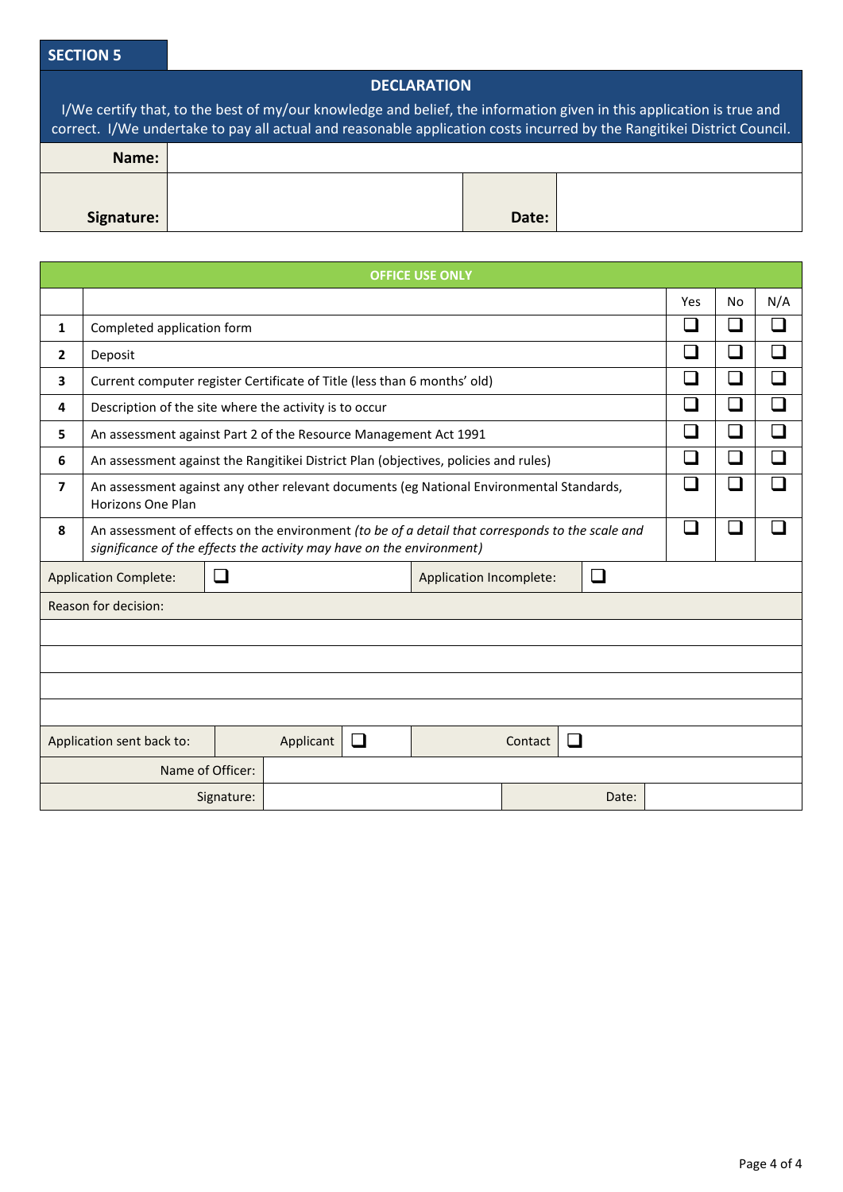## SECTION 5

### DECLARATION

I/We certify that, to the best of my/our knowledge and belief, the information given in this application is true and correct. I/We undertake to pay all actual and reasonable application costs incurred by the Rangitikei District Council.

| | | | |
|---|---|---|---|
| **Name:** | | | |
| **Signature:** | | **Date:** | |

| OFFICE USE ONLY | | | | |
|---|---|---|---|---|
| | | Yes | No | N/A |
| **1** | Completed application form | ❑ | ❑ | ❑ |
| **2** | Deposit | ❑ | ❑ | ❑ |
| **3** | Current computer register Certificate of Title (less than 6 months' old) | ❑ | ❑ | ❑ |
| **4** | Description of the site where the activity is to occur | ❑ | ❑ | ❑ |
| **5** | An assessment against Part 2 of the Resource Management Act 1991 | ❑ | ❑ | ❑ |
| **6** | An assessment against the Rangitikei District Plan (objectives, policies and rules) | ❑ | ❑ | ❑ |
| **7** | An assessment against any other relevant documents (eg National Environmental Standards, Horizons One Plan | ❑ | ❑ | ❑ |
| **8** | An assessment of effects on the environment *(to be of a detail that corresponds to the scale and significance of the effects the activity may have on the environment)* | ❑ | ❑ | ❑ |

| | | | |
|---|---|---|---|
| Application Complete: | ❑ | Application Incomplete: | ❑ |
| Reason for decision: | | | |
| | | | |
| | | | |
| | | | |
| | | | |

| | | | | |
|---|---|---|---|---|
| Application sent back to: | Applicant | ❑ | Contact | ❑ |
| Name of Officer: | | | | |
| Signature: | | | Date: | |